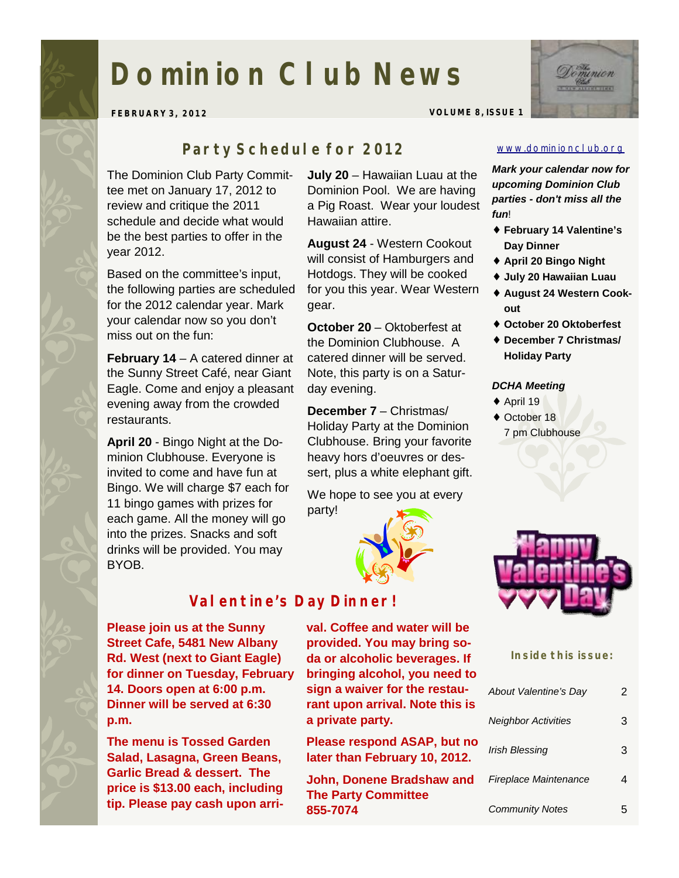# Dominion Club News

**FEBRUARY 3, 2012** **VOLUME 8, ISSUE 1**

## Party Schedule for 2012

The Dominion Club Party Committee met on January 17, 2012 to review and critique the 2011 schedule and decide what would be the best parties to offer in the year 2012.

Based on the committee's input, the following parties are scheduled for the 2012 calendar year. Mark your calendar now so you don't miss out on the fun:

**February 14** – A catered dinner at the Sunny Street Café, near Giant Eagle. Come and enjoy a pleasant evening away from the crowded restaurants.

**April 20** - Bingo Night at the Dominion Clubhouse. Everyone is invited to come and have fun at Bingo. We will charge $7 each for 11 bingo games with prizes for each game. All the money will go into the prizes. Snacks and soft drinks will be provided. You may BYOB.

**July 20** – Hawaiian Luau at the Dominion Pool. We are having a Pig Roast. Wear your loudest Hawaiian attire.

**August 24** - Western Cookout will consist of Hamburgers and Hotdogs. They will be cooked for you this year. Wear Western gear.

**October 20** – Oktoberfest at the Dominion Clubhouse. A catered dinner will be served. Note, this party is on a Saturday evening.

**December 7** – Christmas/Holiday Party at the Dominion Clubhouse. Bring your favorite heavy hors d'oeuvres or dessert, plus a white elephant gift.

We hope to see you at every party!

## Valentine's Day Dinner!

**Please join us at the Sunny Street Cafe, 5481 New Albany Rd. West (next to Giant Eagle) for dinner on Tuesday, February 14. Doors open at 6:00 p.m. Dinner will be served at 6:30 p.m.**

**The menu is Tossed Garden Salad, Lasagna, Green Beans, Garlic Bread & dessert. The price is $13.00 each, including tip. Please pay cash upon arrival. Coffee and water will be provided. You may bring soda or alcoholic beverages. If bringing alcohol, you need to sign a waiver for the restaurant upon arrival. Note this is a private party.**

**Please respond ASAP, but no later than February 10, 2012.**

**John, Donene Bradshaw and The Party Committee
855-7074**

www.dominionclub.org

***Mark your calendar now for upcoming Dominion Club parties - don't miss all the fun!***

- **February 14 Valentine's Day Dinner**
- **April 20 Bingo Night**
- **July 20 Hawaiian Luau**
- **August 24 Western Cookout**
- **October 20 Oktoberfest**
- **December 7 Christmas/ Holiday Party**

***DCHA Meeting***

- April 19
- October 18
  7 pm Clubhouse

### Inside this issue:

| | |
|---|---|
| *About Valentine's Day* | 2 |
| *Neighbor Activities* | 3 |
| *Irish Blessing* | 3 |
| *Fireplace Maintenance* | 4 |
| *Community Notes* | 5 |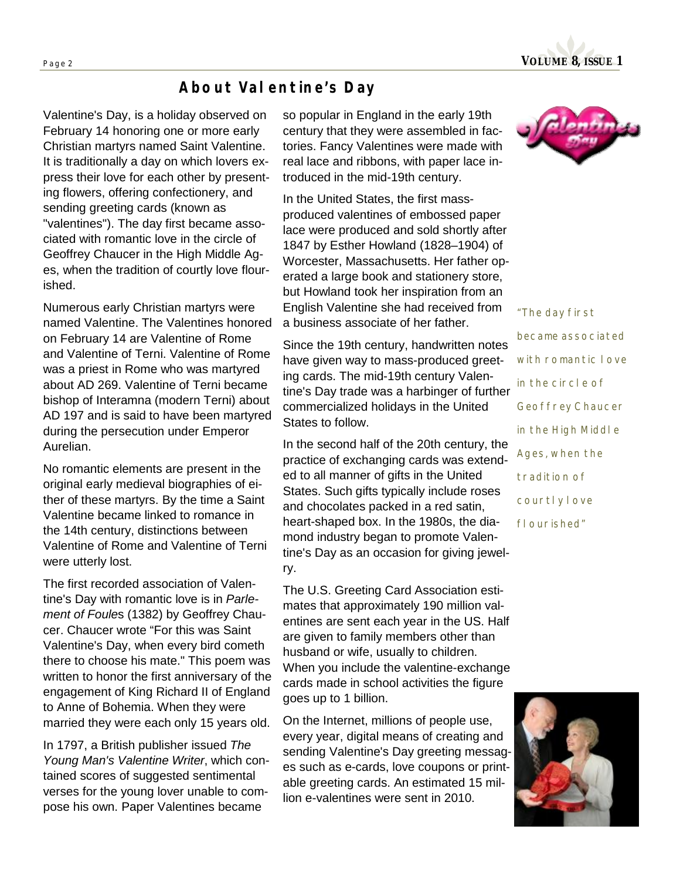# About Valentine's Day

Valentine's Day, is a holiday observed on February 14 honoring one or more early Christian martyrs named Saint Valentine. It is traditionally a day on which lovers express their love for each other by presenting flowers, offering confectionery, and sending greeting cards (known as "valentines"). The day first became associated with romantic love in the circle of Geoffrey Chaucer in the High Middle Ages, when the tradition of courtly love flourished.

Numerous early Christian martyrs were named Valentine. The Valentines honored on February 14 are Valentine of Rome and Valentine of Terni. Valentine of Rome was a priest in Rome who was martyred about AD 269. Valentine of Terni became bishop of Interamna (modern Terni) about AD 197 and is said to have been martyred during the persecution under Emperor Aurelian.

No romantic elements are present in the original early medieval biographies of either of these martyrs. By the time a Saint Valentine became linked to romance in the 14th century, distinctions between Valentine of Rome and Valentine of Terni were utterly lost.

The first recorded association of Valentine's Day with romantic love is in *Parlement of Foules* (1382) by Geoffrey Chaucer. Chaucer wrote "For this was Saint Valentine's Day, when every bird cometh there to choose his mate." This poem was written to honor the first anniversary of the engagement of King Richard II of England to Anne of Bohemia. When they were married they were each only 15 years old.

In 1797, a British publisher issued *The Young Man's Valentine Writer*, which contained scores of suggested sentimental verses for the young lover unable to compose his own. Paper Valentines became so popular in England in the early 19th century that they were assembled in factories. Fancy Valentines were made with real lace and ribbons, with paper lace introduced in the mid-19th century.

In the United States, the first mass-produced valentines of embossed paper lace were produced and sold shortly after 1847 by Esther Howland (1828–1904) of Worcester, Massachusetts. Her father operated a large book and stationery store, but Howland took her inspiration from an English Valentine she had received from a business associate of her father.

Since the 19th century, handwritten notes have given way to mass-produced greeting cards. The mid-19th century Valentine's Day trade was a harbinger of further commercialized holidays in the United States to follow.

In the second half of the 20th century, the practice of exchanging cards was extended to all manner of gifts in the United States. Such gifts typically include roses and chocolates packed in a red satin, heart-shaped box. In the 1980s, the diamond industry began to promote Valentine's Day as an occasion for giving jewelry.

The U.S. Greeting Card Association estimates that approximately 190 million valentines are sent each year in the US. Half are given to family members other than husband or wife, usually to children. When you include the valentine-exchange cards made in school activities the figure goes up to 1 billion.

On the Internet, millions of people use, every year, digital means of creating and sending Valentine's Day greeting messages such as e-cards, love coupons or printable greeting cards. An estimated 15 million e-valentines were sent in 2010.

*"The day first became associated with romantic love in the circle of Geoffrey Chaucer in the High Middle Ages, when the tradition of courtly love flourished"*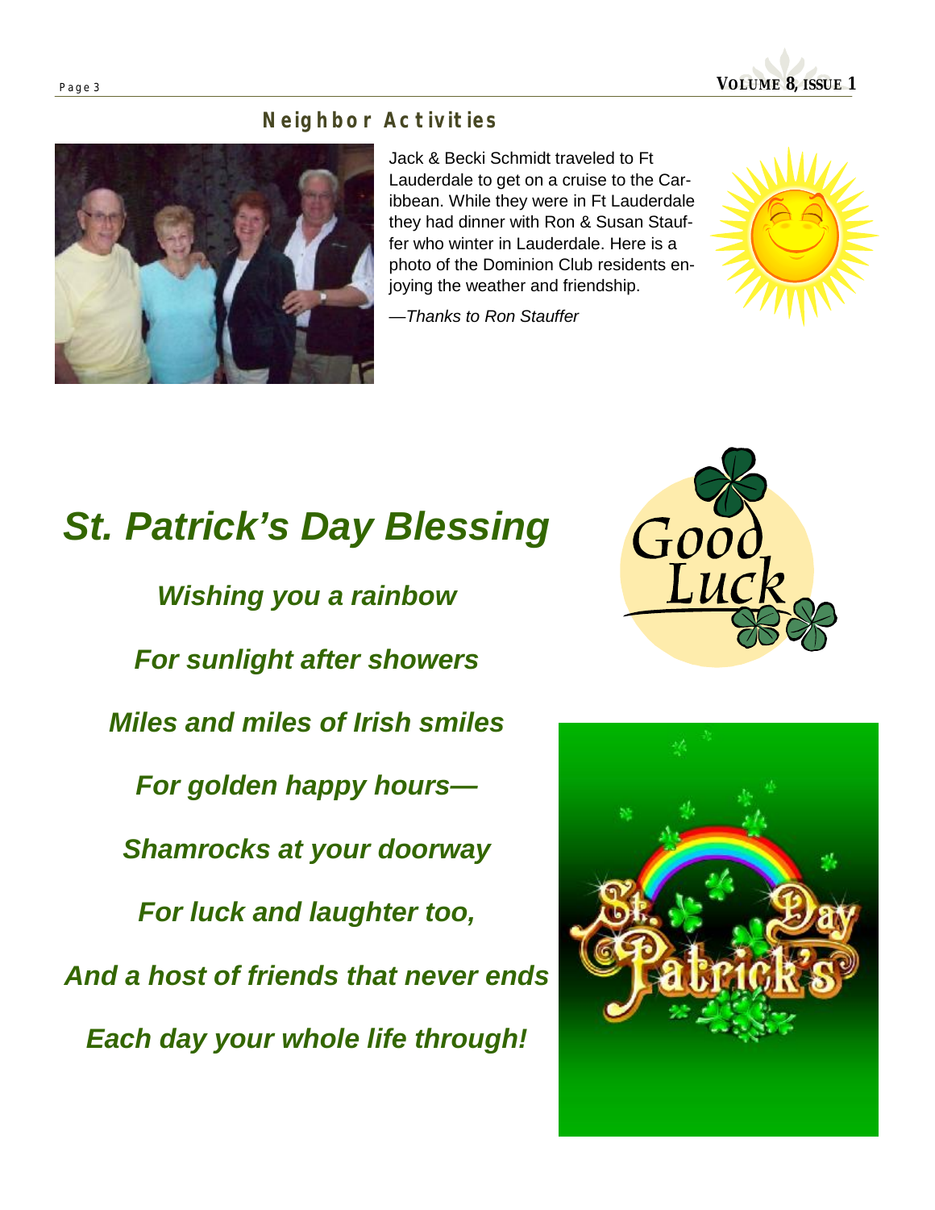## Neighbor Activities

Jack & Becki Schmidt traveled to Ft Lauderdale to get on a cruise to the Caribbean. While they were in Ft Lauderdale they had dinner with Ron & Susan Stauffer who winter in Lauderdale. Here is a photo of the Dominion Club residents enjoying the weather and friendship.

*—Thanks to Ron Stauffer*

# *St. Patrick's Day Blessing*

***Wishing you a rainbow***

***For sunlight after showers***

***Miles and miles of Irish smiles***

***For golden happy hours—***

***Shamrocks at your doorway***

***For luck and laughter too,***

***And a host of friends that never ends***

***Each day your whole life through!***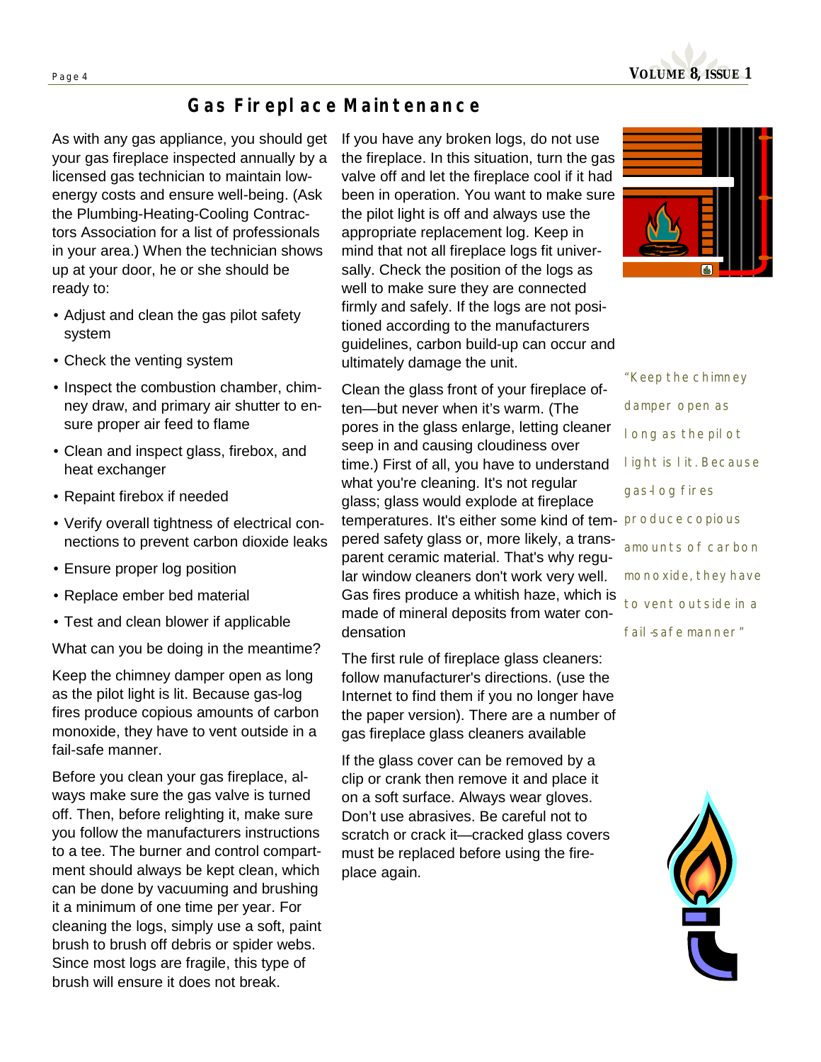# Gas Fireplace Maintenance

As with any gas appliance, you should get your gas fireplace inspected annually by a licensed gas technician to maintain low-energy costs and ensure well-being. (Ask the Plumbing-Heating-Cooling Contractors Association for a list of professionals in your area.) When the technician shows up at your door, he or she should be ready to:

- Adjust and clean the gas pilot safety system
- Check the venting system
- Inspect the combustion chamber, chimney draw, and primary air shutter to ensure proper air feed to flame
- Clean and inspect glass, firebox, and heat exchanger
- Repaint firebox if needed
- Verify overall tightness of electrical connections to prevent carbon dioxide leaks
- Ensure proper log position
- Replace ember bed material
- Test and clean blower if applicable

What can you be doing in the meantime?

Keep the chimney damper open as long as the pilot light is lit. Because gas-log fires produce copious amounts of carbon monoxide, they have to vent outside in a fail-safe manner.

Before you clean your gas fireplace, always make sure the gas valve is turned off. Then, before relighting it, make sure you follow the manufacturers instructions to a tee. The burner and control compartment should always be kept clean, which can be done by vacuuming and brushing it a minimum of one time per year. For cleaning the logs, simply use a soft, paint brush to brush off debris or spider webs. Since most logs are fragile, this type of brush will ensure it does not break.

If you have any broken logs, do not use the fireplace. In this situation, turn the gas valve off and let the fireplace cool if it had been in operation. You want to make sure the pilot light is off and always use the appropriate replacement log. Keep in mind that not all fireplace logs fit universally. Check the position of the logs as well to make sure they are connected firmly and safely. If the logs are not positioned according to the manufacturers guidelines, carbon build-up can occur and ultimately damage the unit.

Clean the glass front of your fireplace often—but never when it's warm. (The pores in the glass enlarge, letting cleaner seep in and causing cloudiness over time.) First of all, you have to understand what you're cleaning. It's not regular glass; glass would explode at fireplace temperatures. It's either some kind of tempered safety glass or, more likely, a transparent ceramic material. That's why regular window cleaners don't work very well. Gas fires produce a whitish haze, which is made of mineral deposits from water condensation

The first rule of fireplace glass cleaners: follow manufacturer's directions. (use the Internet to find them if you no longer have the paper version). There are a number of gas fireplace glass cleaners available

If the glass cover can be removed by a clip or crank then remove it and place it on a soft surface. Always wear gloves. Don't use abrasives. Be careful not to scratch or crack it—cracked glass covers must be replaced before using the fireplace again.

*"Keep the chimney damper open as long as the pilot light is lit. Because gas-log fires produce copious amounts of carbon monoxide, they have to vent outside in a fail-safe manner"*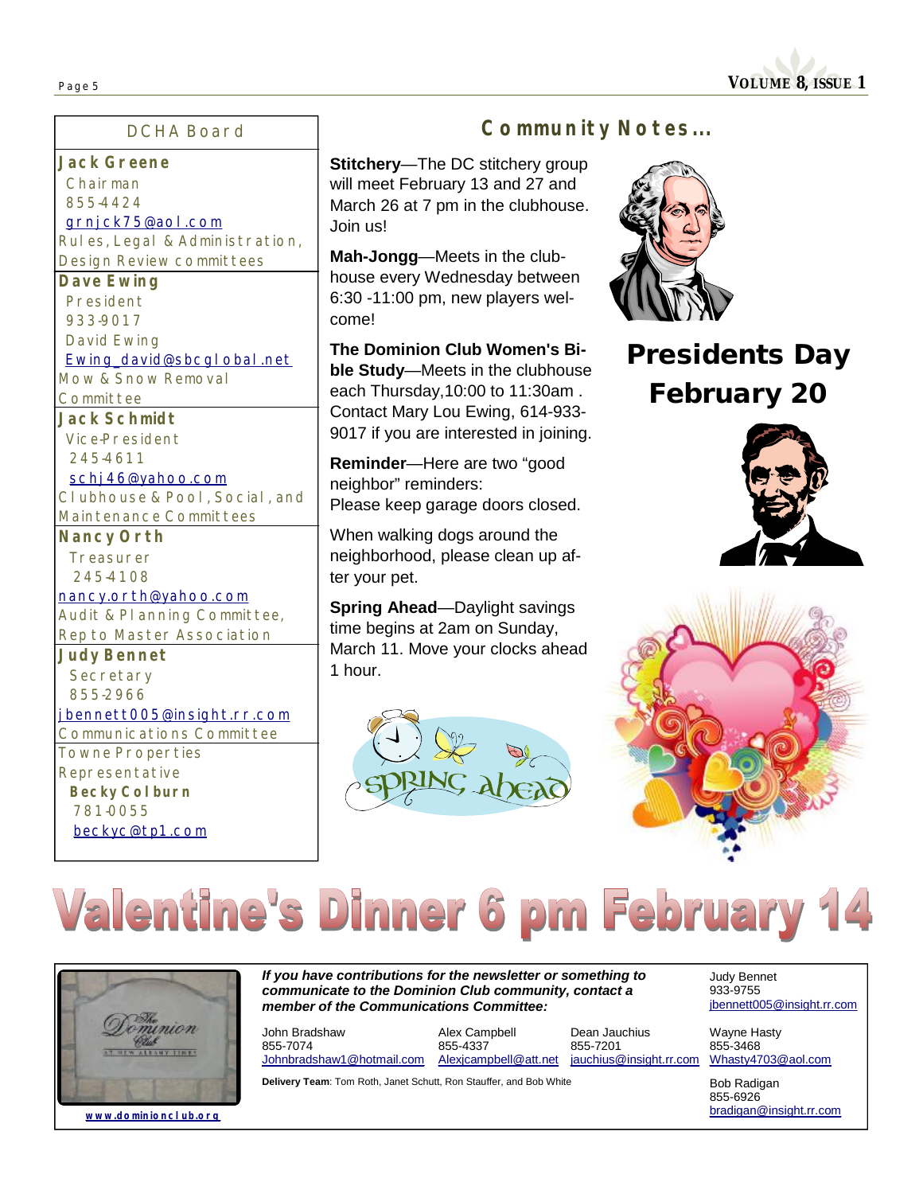## DCHA Board

**Jack Greene**
Chairman
855-4424
grnjck75@aol.com
Rules, Legal & Administration, Design Review committees

**Dave Ewing**
President
933-9017
David Ewing
Ewing_david@sbcglobal.net
Mow & Snow Removal Committee

**Jack Schmidt**
Vice-President
245-4611
schj46@yahoo.com
Clubhouse & Pool, Social, and Maintenance Committees

**Nancy Orth**
Treasurer
245-4108
nancy.orth@yahoo.com
Audit & Planning Committee, Rep to Master Association

**Judy Bennet**
Secretary
855-2966
jbennett005@insight.rr.com
Communications Committee

Towne Properties Representative
**Becky Colburn**
781-0055
beckyc@tp1.com

## Community Notes…

**Stitchery**—The DC stitchery group will meet February 13 and 27 and March 26 at 7 pm in the clubhouse. Join us!

**Mah-Jongg**—Meets in the clubhouse every Wednesday between 6:30 -11:00 pm, new players welcome!

**The Dominion Club Women's Bible Study**—Meets in the clubhouse each Thursday,10:00 to 11:30am . Contact Mary Lou Ewing, 614-933-9017 if you are interested in joining.

**Reminder**—Here are two "good neighbor" reminders:
Please keep garage doors closed.

When walking dogs around the neighborhood, please clean up after your pet.

**Spring Ahead**—Daylight savings time begins at 2am on Sunday, March 11. Move your clocks ahead 1 hour.

SPRING ahead

## Presidents Day February 20

# Valentine's Dinner 6 pm February 14

www.dominionclub.org

***If you have contributions for the newsletter or something to communicate to the Dominion Club community, contact a member of the Communications Committee:***

Judy Bennet
933-9755
jbennett005@insight.rr.com

John Bradshaw
855-7074
Johnbradshaw1@hotmail.com

Alex Campbell
855-4337
Alexjcampbell@att.net

Dean Jauchius
855-7201
jauchius@insight.rr.com

Wayne Hasty
855-3468
Whasty4703@aol.com

**Delivery Team**: Tom Roth, Janet Schutt, Ron Stauffer, and Bob White

Bob Radigan
855-6926
bradigan@insight.rr.com